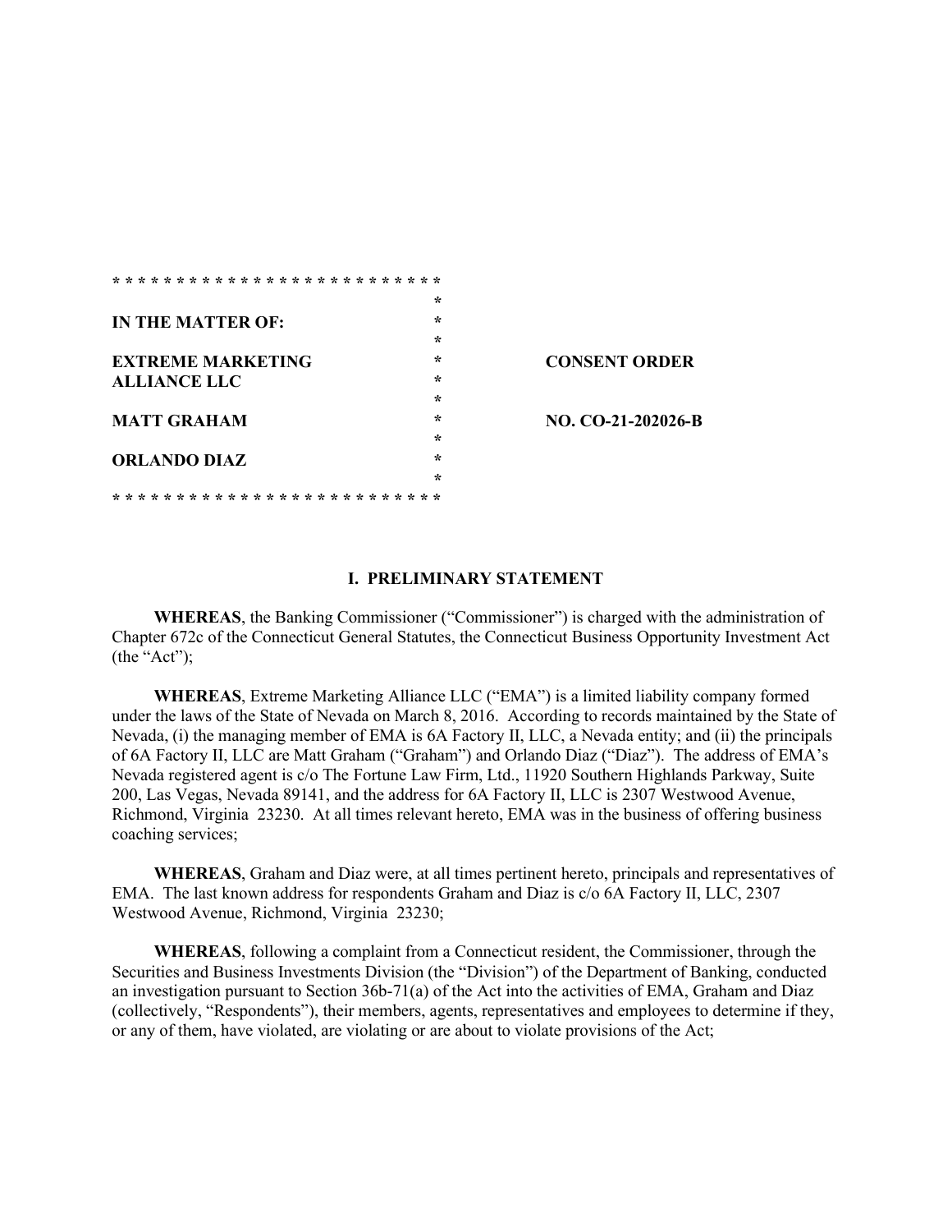| IN THE MATTER OF: | |
|---|---|
| EXTREME MARKETING ALLIANCE LLC | **CONSENT ORDER** |
| MATT GRAHAM | **NO. CO-21-202026-B** |
| ORLANDO DIAZ | |

## I. PRELIMINARY STATEMENT

**WHEREAS**, the Banking Commissioner ("Commissioner") is charged with the administration of Chapter 672c of the Connecticut General Statutes, the Connecticut Business Opportunity Investment Act (the "Act");

**WHEREAS**, Extreme Marketing Alliance LLC ("EMA") is a limited liability company formed under the laws of the State of Nevada on March 8, 2016. According to records maintained by the State of Nevada, (i) the managing member of EMA is 6A Factory II, LLC, a Nevada entity; and (ii) the principals of 6A Factory II, LLC are Matt Graham ("Graham") and Orlando Diaz ("Diaz"). The address of EMA's Nevada registered agent is c/o The Fortune Law Firm, Ltd., 11920 Southern Highlands Parkway, Suite 200, Las Vegas, Nevada 89141, and the address for 6A Factory II, LLC is 2307 Westwood Avenue, Richmond, Virginia 23230. At all times relevant hereto, EMA was in the business of offering business coaching services;

**WHEREAS**, Graham and Diaz were, at all times pertinent hereto, principals and representatives of EMA. The last known address for respondents Graham and Diaz is c/o 6A Factory II, LLC, 2307 Westwood Avenue, Richmond, Virginia 23230;

**WHEREAS**, following a complaint from a Connecticut resident, the Commissioner, through the Securities and Business Investments Division (the "Division") of the Department of Banking, conducted an investigation pursuant to Section 36b-71(a) of the Act into the activities of EMA, Graham and Diaz (collectively, "Respondents"), their members, agents, representatives and employees to determine if they, or any of them, have violated, are violating or are about to violate provisions of the Act;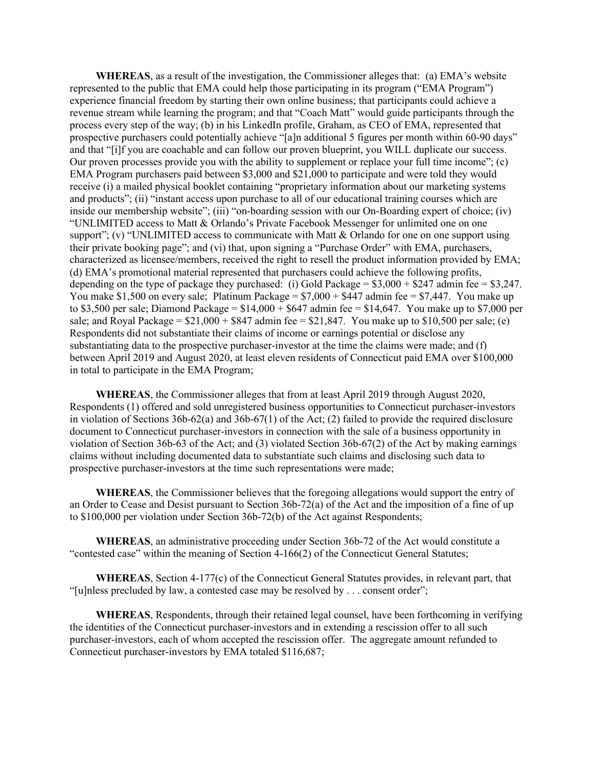**WHEREAS**, as a result of the investigation, the Commissioner alleges that: (a) EMA's website represented to the public that EMA could help those participating in its program ("EMA Program") experience financial freedom by starting their own online business; that participants could achieve a revenue stream while learning the program; and that "Coach Matt" would guide participants through the process every step of the way; (b) in his LinkedIn profile, Graham, as CEO of EMA, represented that prospective purchasers could potentially achieve "[a]n additional 5 figures per month within 60-90 days" and that "[i]f you are coachable and can follow our proven blueprint, you WILL duplicate our success. Our proven processes provide you with the ability to supplement or replace your full time income"; (c) EMA Program purchasers paid between $3,000 and $21,000 to participate and were told they would receive (i) a mailed physical booklet containing "proprietary information about our marketing systems and products"; (ii) "instant access upon purchase to all of our educational training courses which are inside our membership website"; (iii) "on-boarding session with our On-Boarding expert of choice; (iv) "UNLIMITED access to Matt & Orlando's Private Facebook Messenger for unlimited one on one support"; (v) "UNLIMITED access to communicate with Matt & Orlando for one on one support using their private booking page"; and (vi) that, upon signing a "Purchase Order" with EMA, purchasers, characterized as licensee/members, received the right to resell the product information provided by EMA; (d) EMA's promotional material represented that purchasers could achieve the following profits, depending on the type of package they purchased: (i) Gold Package = $3,000 + $247 admin fee = $3,247. You make $1,500 on every sale; Platinum Package = $7,000 + $447 admin fee = $7,447. You make up to $3,500 per sale; Diamond Package = $14,000 + $647 admin fee = $14,647. You make up to $7,000 per sale; and Royal Package = $21,000 + $847 admin fee = $21,847. You make up to $10,500 per sale; (e) Respondents did not substantiate their claims of income or earnings potential or disclose any substantiating data to the prospective purchaser-investor at the time the claims were made; and (f) between April 2019 and August 2020, at least eleven residents of Connecticut paid EMA over $100,000 in total to participate in the EMA Program;

**WHEREAS**, the Commissioner alleges that from at least April 2019 through August 2020, Respondents (1) offered and sold unregistered business opportunities to Connecticut purchaser-investors in violation of Sections 36b-62(a) and 36b-67(1) of the Act; (2) failed to provide the required disclosure document to Connecticut purchaser-investors in connection with the sale of a business opportunity in violation of Section 36b-63 of the Act; and (3) violated Section 36b-67(2) of the Act by making earnings claims without including documented data to substantiate such claims and disclosing such data to prospective purchaser-investors at the time such representations were made;

**WHEREAS**, the Commissioner believes that the foregoing allegations would support the entry of an Order to Cease and Desist pursuant to Section 36b-72(a) of the Act and the imposition of a fine of up to $100,000 per violation under Section 36b-72(b) of the Act against Respondents;

**WHEREAS**, an administrative proceeding under Section 36b-72 of the Act would constitute a "contested case" within the meaning of Section 4-166(2) of the Connecticut General Statutes;

**WHEREAS**, Section 4-177(c) of the Connecticut General Statutes provides, in relevant part, that "[u]nless precluded by law, a contested case may be resolved by . . . consent order";

**WHEREAS**, Respondents, through their retained legal counsel, have been forthcoming in verifying the identities of the Connecticut purchaser-investors and in extending a rescission offer to all such purchaser-investors, each of whom accepted the rescission offer. The aggregate amount refunded to Connecticut purchaser-investors by EMA totaled $116,687;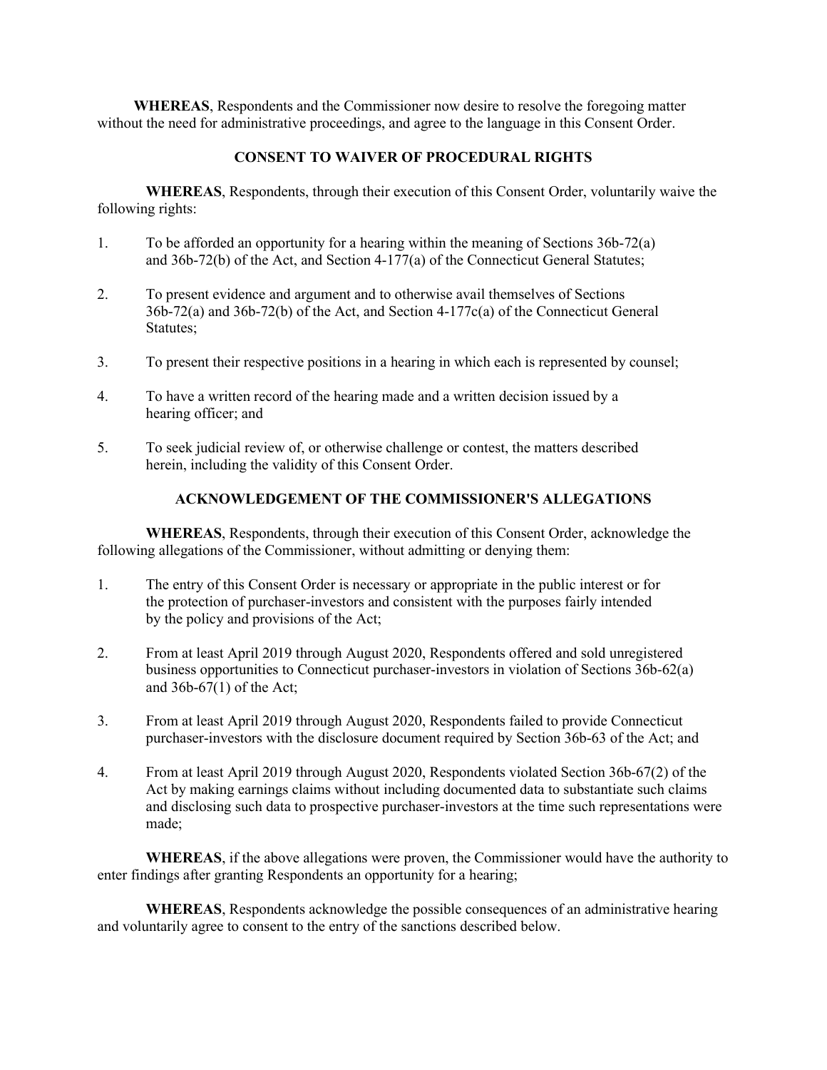**WHEREAS**, Respondents and the Commissioner now desire to resolve the foregoing matter without the need for administrative proceedings, and agree to the language in this Consent Order.

## CONSENT TO WAIVER OF PROCEDURAL RIGHTS

**WHEREAS**, Respondents, through their execution of this Consent Order, voluntarily waive the following rights:

1. To be afforded an opportunity for a hearing within the meaning of Sections 36b-72(a) and 36b-72(b) of the Act, and Section 4-177(a) of the Connecticut General Statutes;

2. To present evidence and argument and to otherwise avail themselves of Sections 36b-72(a) and 36b-72(b) of the Act, and Section 4-177c(a) of the Connecticut General Statutes;

3. To present their respective positions in a hearing in which each is represented by counsel;

4. To have a written record of the hearing made and a written decision issued by a hearing officer; and

5. To seek judicial review of, or otherwise challenge or contest, the matters described herein, including the validity of this Consent Order.

## ACKNOWLEDGEMENT OF THE COMMISSIONER'S ALLEGATIONS

**WHEREAS**, Respondents, through their execution of this Consent Order, acknowledge the following allegations of the Commissioner, without admitting or denying them:

1. The entry of this Consent Order is necessary or appropriate in the public interest or for the protection of purchaser-investors and consistent with the purposes fairly intended by the policy and provisions of the Act;

2. From at least April 2019 through August 2020, Respondents offered and sold unregistered business opportunities to Connecticut purchaser-investors in violation of Sections 36b-62(a) and 36b-67(1) of the Act;

3. From at least April 2019 through August 2020, Respondents failed to provide Connecticut purchaser-investors with the disclosure document required by Section 36b-63 of the Act; and

4. From at least April 2019 through August 2020, Respondents violated Section 36b-67(2) of the Act by making earnings claims without including documented data to substantiate such claims and disclosing such data to prospective purchaser-investors at the time such representations were made;

**WHEREAS**, if the above allegations were proven, the Commissioner would have the authority to enter findings after granting Respondents an opportunity for a hearing;

**WHEREAS**, Respondents acknowledge the possible consequences of an administrative hearing and voluntarily agree to consent to the entry of the sanctions described below.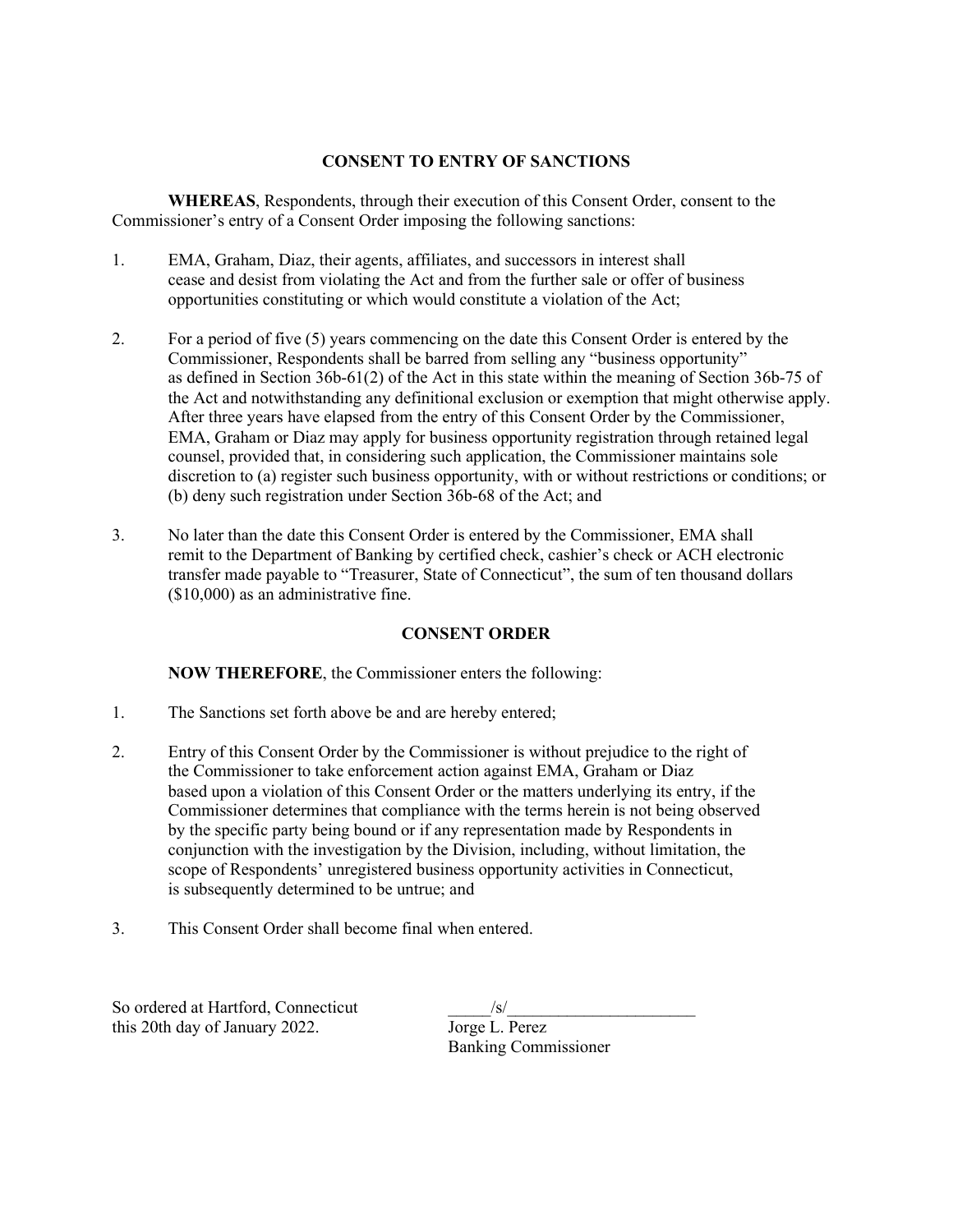## CONSENT TO ENTRY OF SANCTIONS

**WHEREAS**, Respondents, through their execution of this Consent Order, consent to the Commissioner's entry of a Consent Order imposing the following sanctions:

1. EMA, Graham, Diaz, their agents, affiliates, and successors in interest shall cease and desist from violating the Act and from the further sale or offer of business opportunities constituting or which would constitute a violation of the Act;

2. For a period of five (5) years commencing on the date this Consent Order is entered by the Commissioner, Respondents shall be barred from selling any "business opportunity" as defined in Section 36b-61(2) of the Act in this state within the meaning of Section 36b-75 of the Act and notwithstanding any definitional exclusion or exemption that might otherwise apply. After three years have elapsed from the entry of this Consent Order by the Commissioner, EMA, Graham or Diaz may apply for business opportunity registration through retained legal counsel, provided that, in considering such application, the Commissioner maintains sole discretion to (a) register such business opportunity, with or without restrictions or conditions; or (b) deny such registration under Section 36b-68 of the Act; and

3. No later than the date this Consent Order is entered by the Commissioner, EMA shall remit to the Department of Banking by certified check, cashier's check or ACH electronic transfer made payable to "Treasurer, State of Connecticut", the sum of ten thousand dollars ($10,000) as an administrative fine.

## CONSENT ORDER

**NOW THEREFORE**, the Commissioner enters the following:

1. The Sanctions set forth above be and are hereby entered;

2. Entry of this Consent Order by the Commissioner is without prejudice to the right of the Commissioner to take enforcement action against EMA, Graham or Diaz based upon a violation of this Consent Order or the matters underlying its entry, if the Commissioner determines that compliance with the terms herein is not being observed by the specific party being bound or if any representation made by Respondents in conjunction with the investigation by the Division, including, without limitation, the scope of Respondents' unregistered business opportunity activities in Connecticut, is subsequently determined to be untrue; and

3. This Consent Order shall become final when entered.

So ordered at Hartford, Connecticut
this 20th day of January 2022.

_____/s/______________________
Jorge L. Perez
Banking Commissioner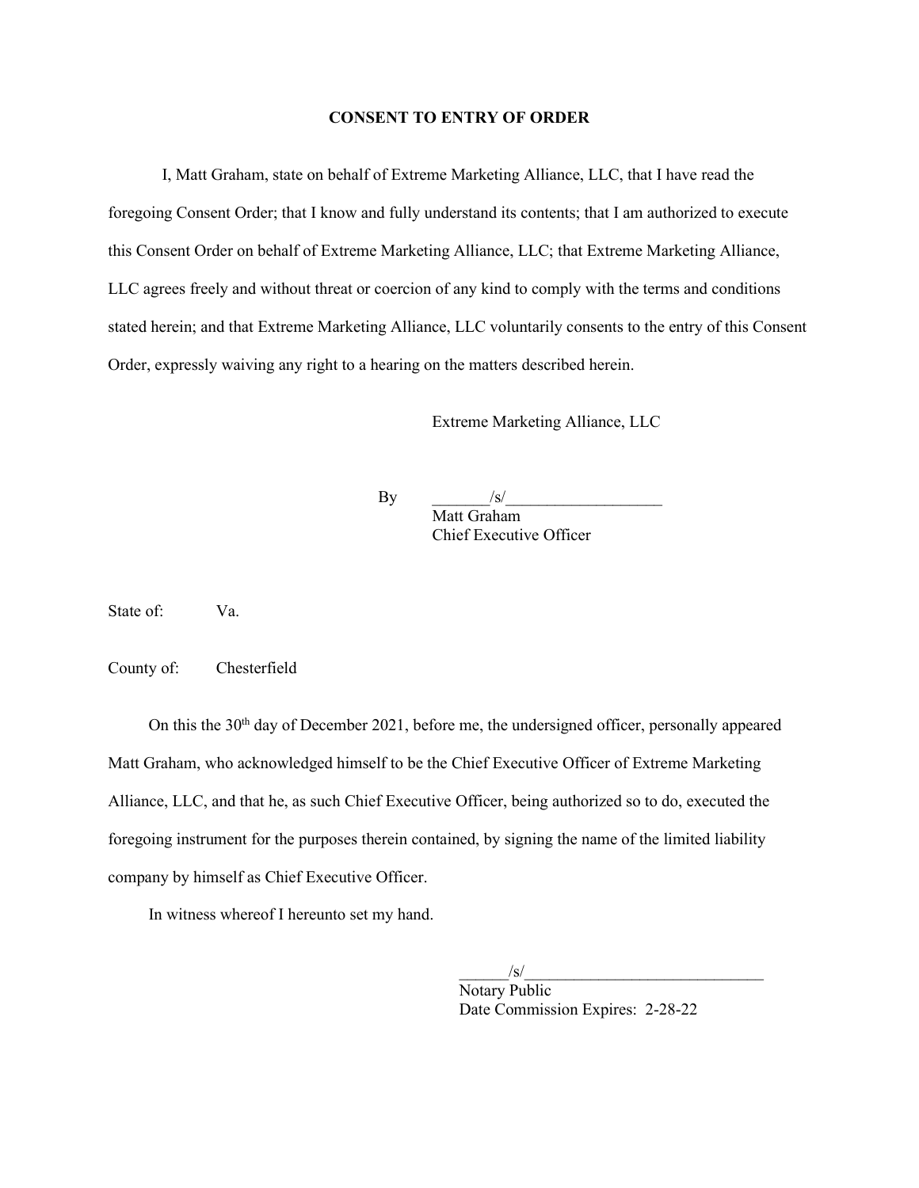## CONSENT TO ENTRY OF ORDER

I, Matt Graham, state on behalf of Extreme Marketing Alliance, LLC, that I have read the foregoing Consent Order; that I know and fully understand its contents; that I am authorized to execute this Consent Order on behalf of Extreme Marketing Alliance, LLC; that Extreme Marketing Alliance, LLC agrees freely and without threat or coercion of any kind to comply with the terms and conditions stated herein; and that Extreme Marketing Alliance, LLC voluntarily consents to the entry of this Consent Order, expressly waiving any right to a hearing on the matters described herein.

Extreme Marketing Alliance, LLC

By _______/s/___________________
Matt Graham
Chief Executive Officer

State of: Va.

County of: Chesterfield

On this the 30th day of December 2021, before me, the undersigned officer, personally appeared Matt Graham, who acknowledged himself to be the Chief Executive Officer of Extreme Marketing Alliance, LLC, and that he, as such Chief Executive Officer, being authorized so to do, executed the foregoing instrument for the purposes therein contained, by signing the name of the limited liability company by himself as Chief Executive Officer.

In witness whereof I hereunto set my hand.

______/s/_____________________________
Notary Public
Date Commission Expires: 2-28-22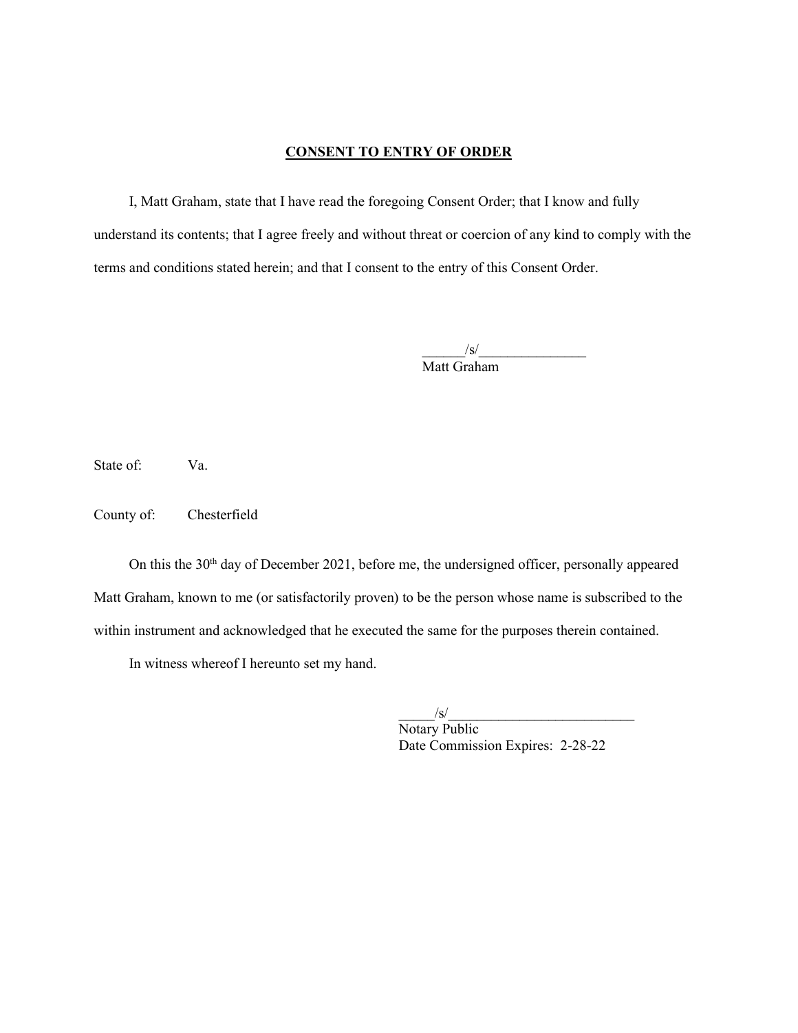**CONSENT TO ENTRY OF ORDER**

I, Matt Graham, state that I have read the foregoing Consent Order; that I know and fully understand its contents; that I agree freely and without threat or coercion of any kind to comply with the terms and conditions stated herein; and that I consent to the entry of this Consent Order.

______/s/_______________
Matt Graham

State of: Va.

County of: Chesterfield

On this the 30th day of December 2021, before me, the undersigned officer, personally appeared Matt Graham, known to me (or satisfactorily proven) to be the person whose name is subscribed to the within instrument and acknowledged that he executed the same for the purposes therein contained.

In witness whereof I hereunto set my hand.

_____/s/__________________________
Notary Public
Date Commission Expires: 2-28-22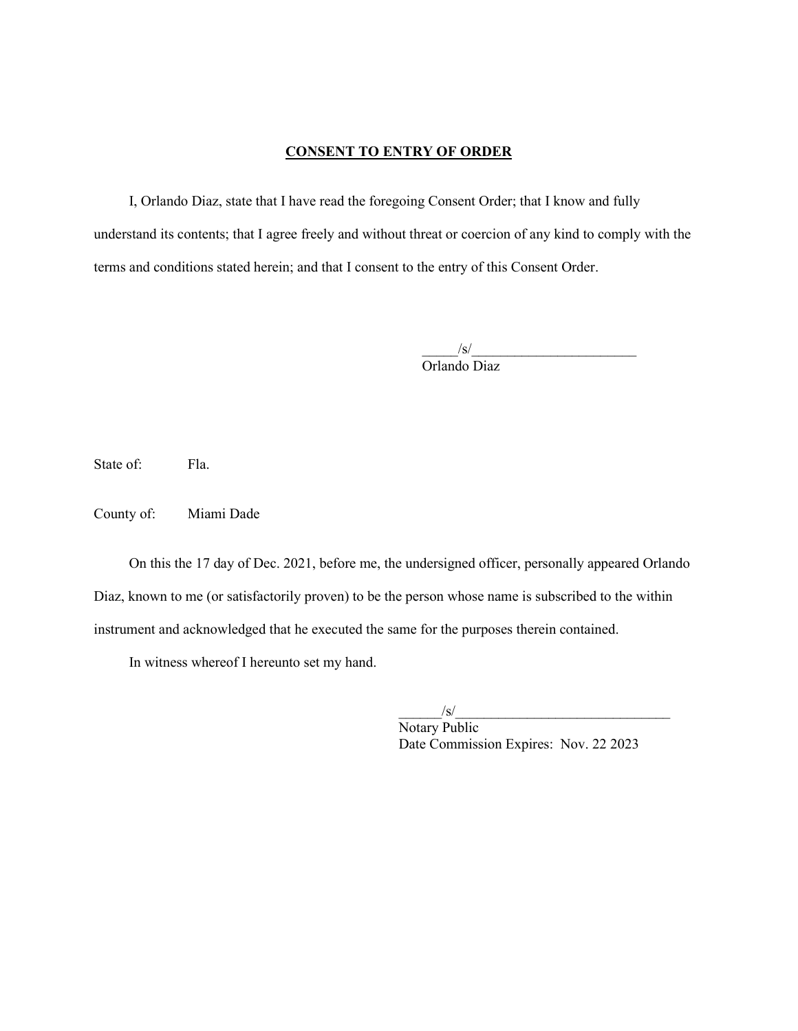**CONSENT TO ENTRY OF ORDER**

I, Orlando Diaz, state that I have read the foregoing Consent Order; that I know and fully understand its contents; that I agree freely and without threat or coercion of any kind to comply with the terms and conditions stated herein; and that I consent to the entry of this Consent Order.

_____/s/_______________________
Orlando Diaz

State of: Fla.

County of: Miami Dade

On this the 17 day of Dec. 2021, before me, the undersigned officer, personally appeared Orlando Diaz, known to me (or satisfactorily proven) to be the person whose name is subscribed to the within instrument and acknowledged that he executed the same for the purposes therein contained.

In witness whereof I hereunto set my hand.

______/s/______________________________
Notary Public
Date Commission Expires: Nov. 22 2023